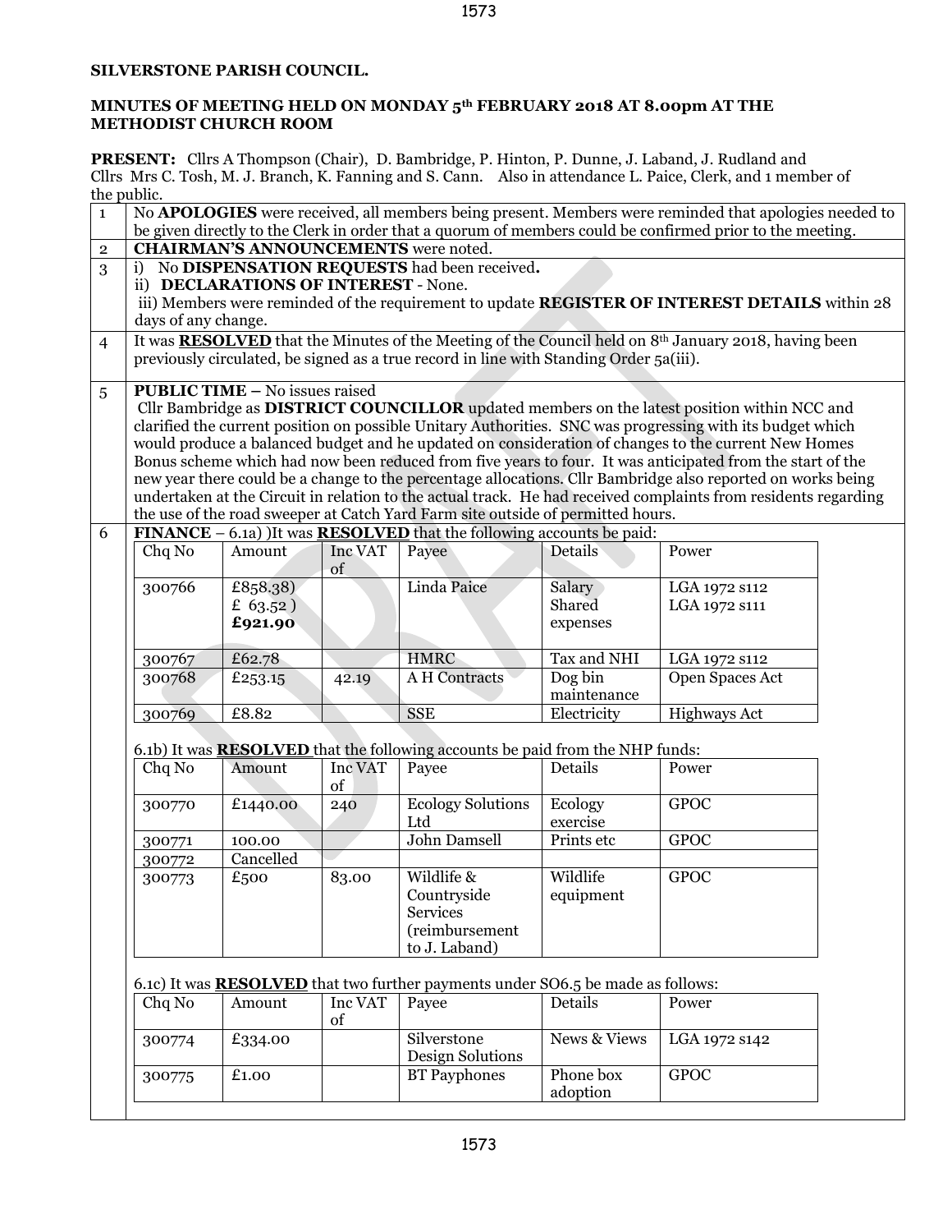**SILVERSTONE PARISH COUNCIL.**

**MINUTES OF MEETING HELD ON MONDAY 5th FEBRUARY 2018 AT 8.00pm AT THE METHODIST CHURCH ROOM**

**PRESENT:** Cllrs A Thompson (Chair), D. Bambridge, P. Hinton, P. Dunne, J. Laband, J. Rudland and Cllrs Mrs C. Tosh, M. J. Branch, K. Fanning and S. Cann. Also in attendance L. Paice, Clerk, and 1 member of the public.

1 No **APOLOGIES** were received, all members being present. Members were reminded that apologies needed to be given directly to the Clerk in order that a quorum of members could be confirmed prior to the meeting.

2 **CHAIRMAN'S ANNOUNCEMENTS** were noted.

3 i) No **DISPENSATION REQUESTS** had been received.
ii) **DECLARATIONS OF INTEREST** - None.
iii) Members were reminded of the requirement to update **REGISTER OF INTEREST DETAILS** within 28 days of any change.

4 It was **RESOLVED** that the Minutes of the Meeting of the Council held on 8th January 2018, having been previously circulated, be signed as a true record in line with Standing Order 5a(iii).

5 **PUBLIC TIME –** No issues raised
Cllr Bambridge as **DISTRICT COUNCILLOR** updated members on the latest position within NCC and clarified the current position on possible Unitary Authorities. SNC was progressing with its budget which would produce a balanced budget and he updated on consideration of changes to the current New Homes Bonus scheme which had now been reduced from five years to four. It was anticipated from the start of the new year there could be a change to the percentage allocations. Cllr Bambridge also reported on works being undertaken at the Circuit in relation to the actual track. He had received complaints from residents regarding the use of the road sweeper at Catch Yard Farm site outside of permitted hours.

6 **FINANCE** – 6.1a) )It was **RESOLVED** that the following accounts be paid:

| Chq No | Amount | Inc VAT of | Payee | Details | Power |
|---|---|---|---|---|---|
| 300766 | £858.38)<br>£ 63.52 )<br>**£921.90** | | Linda Paice | Salary<br>Shared expenses | LGA 1972 s112<br>LGA 1972 s111 |
| 300767 | £62.78 | | HMRC | Tax and NHI | LGA 1972 s112 |
| 300768 | £253.15 | 42.19 | A H Contracts | Dog bin maintenance | Open Spaces Act |
| 300769 | £8.82 | | SSE | Electricity | Highways Act |

6.1b) It was **RESOLVED** that the following accounts be paid from the NHP funds:

| Chq No | Amount | Inc VAT of | Payee | Details | Power |
|---|---|---|---|---|---|
| 300770 | £1440.00 | 240 | Ecology Solutions Ltd | Ecology exercise | GPOC |
| 300771 | 100.00 | | John Damsell | Prints etc | GPOC |
| 300772 | Cancelled | | | | |
| 300773 | £500 | 83.00 | Wildlife & Countryside Services (reimbursement to J. Laband) | Wildlife equipment | GPOC |

6.1c) It was **RESOLVED** that two further payments under SO6.5 be made as follows:

| Chq No | Amount | Inc VAT of | Payee | Details | Power |
|---|---|---|---|---|---|
| 300774 | £334.00 | | Silverstone Design Solutions | News & Views | LGA 1972 s142 |
| 300775 | £1.00 | | BT Payphones | Phone box adoption | GPOC |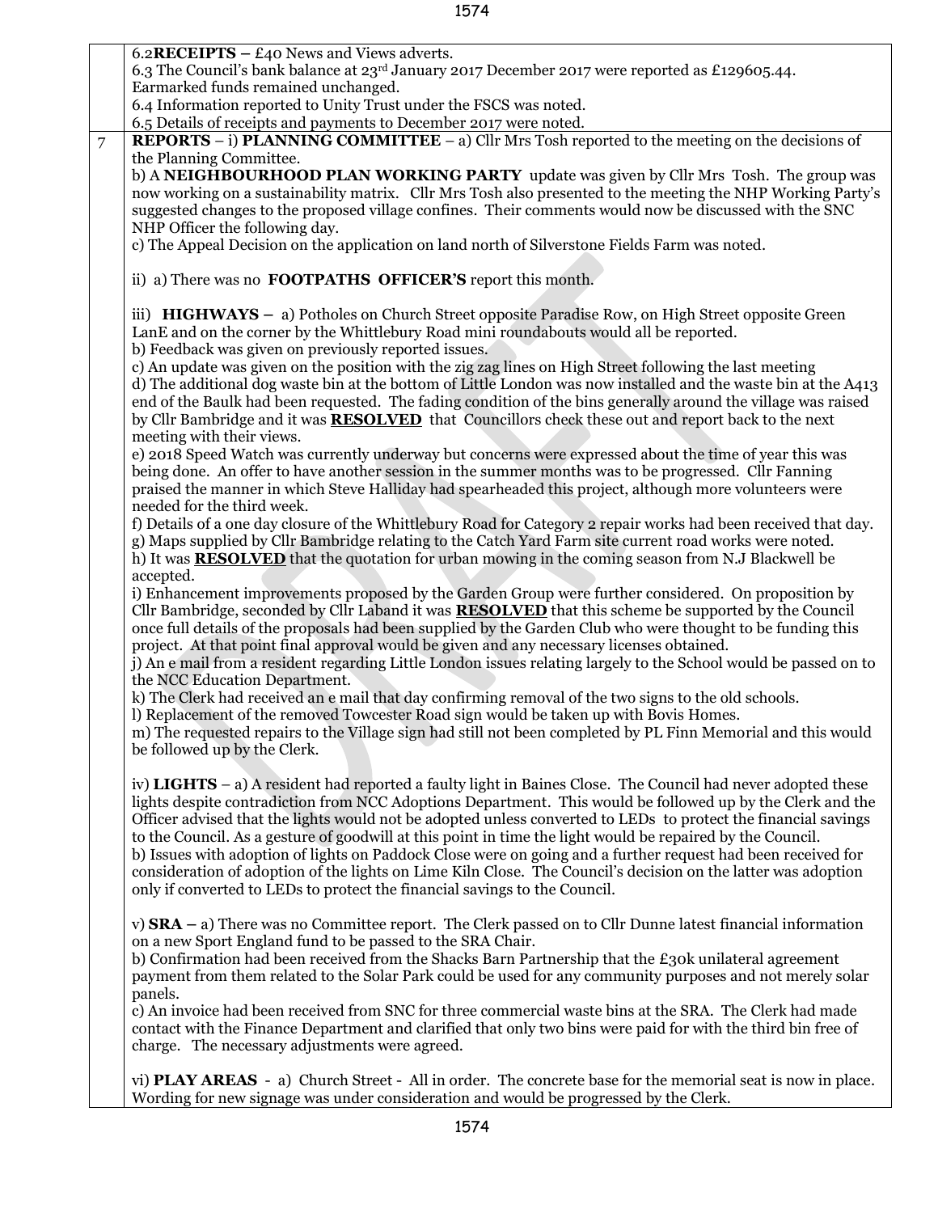| | |
|---|---|
| | 6.2**RECEIPTS** – £40 News and Views adverts.<br>6.3 The Council's bank balance at 23rd January 2017 December 2017 were reported as £129605.44. Earmarked funds remained unchanged.<br>6.4 Information reported to Unity Trust under the FSCS was noted.<br>6.5 Details of receipts and payments to December 2017 were noted. |
| 7 | **REPORTS** – i) **PLANNING COMMITTEE** – a) Cllr Mrs Tosh reported to the meeting on the decisions of the Planning Committee.<br>b) A **NEIGHBOURHOOD PLAN WORKING PARTY** update was given by Cllr Mrs Tosh. The group was now working on a sustainability matrix. Cllr Mrs Tosh also presented to the meeting the NHP Working Party's suggested changes to the proposed village confines. Their comments would now be discussed with the SNC NHP Officer the following day.<br>c) The Appeal Decision on the application on land north of Silverstone Fields Farm was noted.<br><br>ii) a) There was no **FOOTPATHS OFFICER'S** report this month.<br><br>iii) **HIGHWAYS** – a) Potholes on Church Street opposite Paradise Row, on High Street opposite Green LanE and on the corner by the Whittlebury Road mini roundabouts would all be reported.<br>b) Feedback was given on previously reported issues.<br>c) An update was given on the position with the zig zag lines on High Street following the last meeting<br>d) The additional dog waste bin at the bottom of Little London was now installed and the waste bin at the A413 end of the Baulk had been requested. The fading condition of the bins generally around the village was raised by Cllr Bambridge and it was **RESOLVED** that Councillors check these out and report back to the next meeting with their views.<br>e) 2018 Speed Watch was currently underway but concerns were expressed about the time of year this was being done. An offer to have another session in the summer months was to be progressed. Cllr Fanning praised the manner in which Steve Halliday had spearheaded this project, although more volunteers were needed for the third week.<br>f) Details of a one day closure of the Whittlebury Road for Category 2 repair works had been received that day.<br>g) Maps supplied by Cllr Bambridge relating to the Catch Yard Farm site current road works were noted.<br>h) It was **RESOLVED** that the quotation for urban mowing in the coming season from N.J Blackwell be accepted.<br>i) Enhancement improvements proposed by the Garden Group were further considered. On proposition by Cllr Bambridge, seconded by Cllr Laband it was **RESOLVED** that this scheme be supported by the Council once full details of the proposals had been supplied by the Garden Club who were thought to be funding this project. At that point final approval would be given and any necessary licenses obtained.<br>j) An e mail from a resident regarding Little London issues relating largely to the School would be passed on to the NCC Education Department.<br>k) The Clerk had received an e mail that day confirming removal of the two signs to the old schools.<br>l) Replacement of the removed Towcester Road sign would be taken up with Bovis Homes.<br>m) The requested repairs to the Village sign had still not been completed by PL Finn Memorial and this would be followed up by the Clerk.<br><br>iv) **LIGHTS** – a) A resident had reported a faulty light in Baines Close. The Council had never adopted these lights despite contradiction from NCC Adoptions Department. This would be followed up by the Clerk and the Officer advised that the lights would not be adopted unless converted to LEDs to protect the financial savings to the Council. As a gesture of goodwill at this point in time the light would be repaired by the Council.<br>b) Issues with adoption of lights on Paddock Close were on going and a further request had been received for consideration of adoption of the lights on Lime Kiln Close. The Council's decision on the latter was adoption only if converted to LEDs to protect the financial savings to the Council.<br><br>v) **SRA** – a) There was no Committee report. The Clerk passed on to Cllr Dunne latest financial information on a new Sport England fund to be passed to the SRA Chair.<br>b) Confirmation had been received from the Shacks Barn Partnership that the £30k unilateral agreement payment from them related to the Solar Park could be used for any community purposes and not merely solar panels.<br>c) An invoice had been received from SNC for three commercial waste bins at the SRA. The Clerk had made contact with the Finance Department and clarified that only two bins were paid for with the third bin free of charge. The necessary adjustments were agreed.<br><br>vi) **PLAY AREAS** - a) Church Street - All in order. The concrete base for the memorial seat is now in place. Wording for new signage was under consideration and would be progressed by the Clerk. |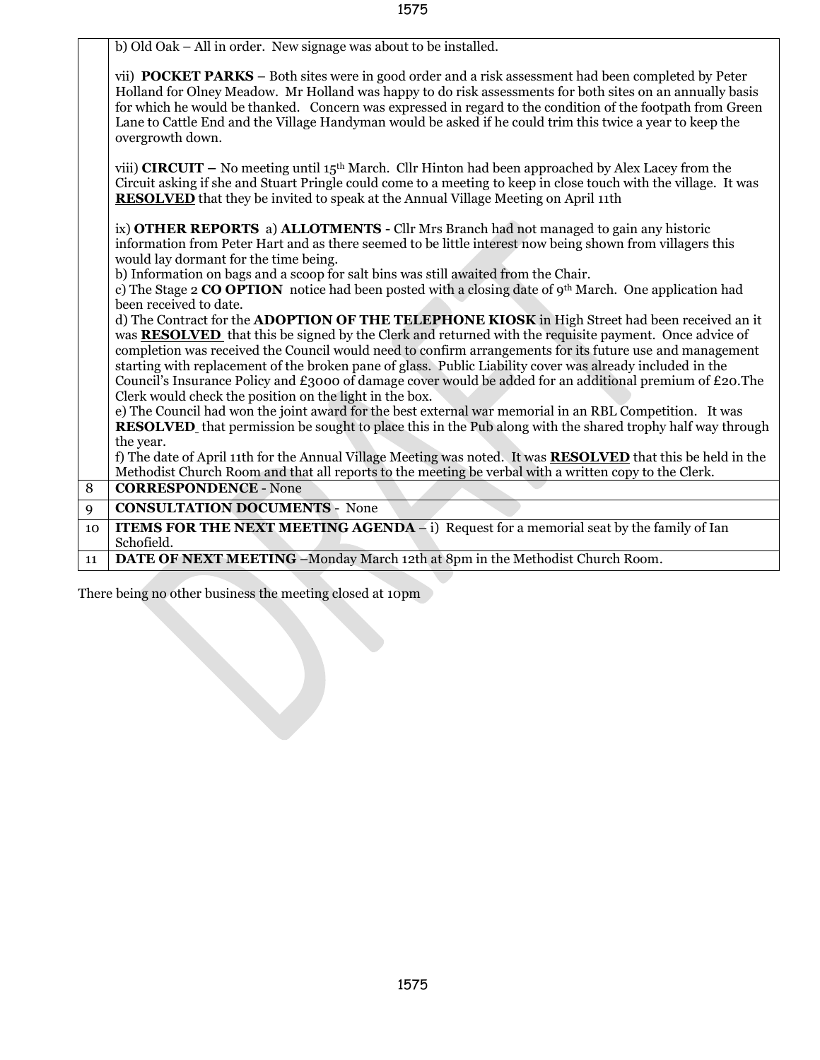| | |
|---|---|
| | b) Old Oak – All in order. New signage was about to be installed.<br><br>vii) **POCKET PARKS** – Both sites were in good order and a risk assessment had been completed by Peter Holland for Olney Meadow. Mr Holland was happy to do risk assessments for both sites on an annually basis for which he would be thanked. Concern was expressed in regard to the condition of the footpath from Green Lane to Cattle End and the Village Handyman would be asked if he could trim this twice a year to keep the overgrowth down.<br><br>viii) **CIRCUIT –** No meeting until 15th March. Cllr Hinton had been approached by Alex Lacey from the Circuit asking if she and Stuart Pringle could come to a meeting to keep in close touch with the village. It was **RESOLVED** that they be invited to speak at the Annual Village Meeting on April 11th<br><br>ix) **OTHER REPORTS** a) **ALLOTMENTS -** Cllr Mrs Branch had not managed to gain any historic information from Peter Hart and as there seemed to be little interest now being shown from villagers this would lay dormant for the time being.<br>b) Information on bags and a scoop for salt bins was still awaited from the Chair.<br>c) The Stage 2 **CO OPTION** notice had been posted with a closing date of 9th March. One application had been received to date.<br>d) The Contract for the **ADOPTION OF THE TELEPHONE KIOSK** in High Street had been received an it was **RESOLVED** that this be signed by the Clerk and returned with the requisite payment. Once advice of completion was received the Council would need to confirm arrangements for its future use and management starting with replacement of the broken pane of glass. Public Liability cover was already included in the Council's Insurance Policy and £3000 of damage cover would be added for an additional premium of £20.The Clerk would check the position on the light in the box.<br>e) The Council had won the joint award for the best external war memorial in an RBL Competition. It was **RESOLVED** that permission be sought to place this in the Pub along with the shared trophy half way through the year.<br>f) The date of April 11th for the Annual Village Meeting was noted. It was **RESOLVED** that this be held in the Methodist Church Room and that all reports to the meeting be verbal with a written copy to the Clerk. |
| 8 | **CORRESPONDENCE** - None |
| 9 | **CONSULTATION DOCUMENTS** - None |
| 10 | **ITEMS FOR THE NEXT MEETING AGENDA** – i) Request for a memorial seat by the family of Ian Schofield. |
| 11 | **DATE OF NEXT MEETING** –Monday March 12th at 8pm in the Methodist Church Room. |

There being no other business the meeting closed at 10pm